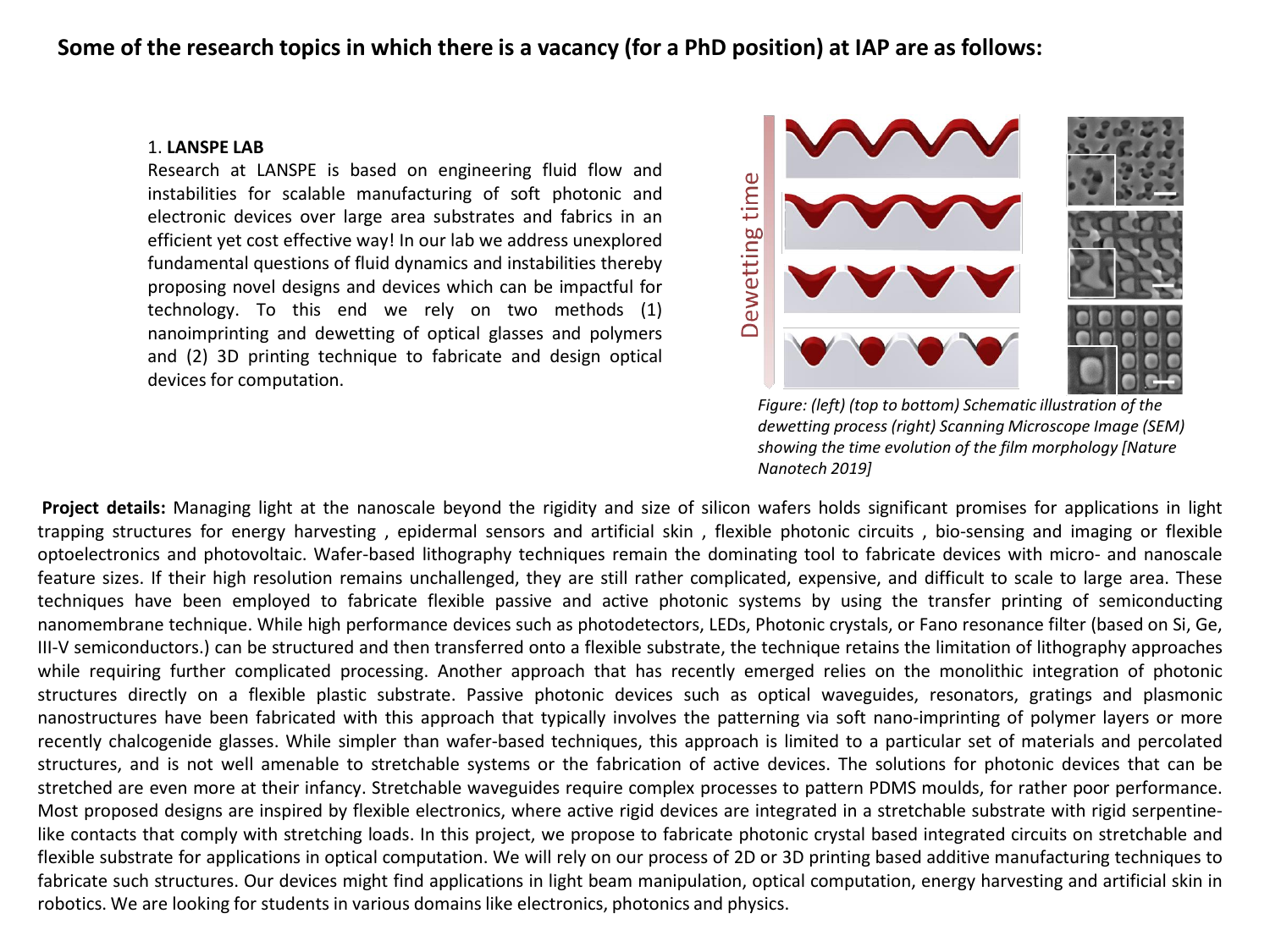**Some of the research topics in which there is a vacancy (for a PhD position) at IAP are as follows:**

1. **LANSPE LAB**

Research at LANSPE is based on engineering fluid flow and instabilities for scalable manufacturing of soft photonic and electronic devices over large area substrates and fabrics in an efficient yet cost effective way! In our lab we address unexplored fundamental questions of fluid dynamics and instabilities thereby proposing novel designs and devices which can be impactful for technology. To this end we rely on two methods (1) nanoimprinting and dewetting of optical glasses and polymers and (2) 3D printing technique to fabricate and design optical devices for computation.

*Figure: (left) (top to bottom) Schematic illustration of the dewetting process (right) Scanning Microscope Image (SEM) showing the time evolution of the film morphology [Nature Nanotech 2019]*

**Project details:** Managing light at the nanoscale beyond the rigidity and size of silicon wafers holds significant promises for applications in light trapping structures for energy harvesting , epidermal sensors and artificial skin , flexible photonic circuits , bio-sensing and imaging or flexible optoelectronics and photovoltaic. Wafer-based lithography techniques remain the dominating tool to fabricate devices with micro- and nanoscale feature sizes. If their high resolution remains unchallenged, they are still rather complicated, expensive, and difficult to scale to large area. These techniques have been employed to fabricate flexible passive and active photonic systems by using the transfer printing of semiconducting nanomembrane technique. While high performance devices such as photodetectors, LEDs, Photonic crystals, or Fano resonance filter (based on Si, Ge, III-V semiconductors.) can be structured and then transferred onto a flexible substrate, the technique retains the limitation of lithography approaches while requiring further complicated processing. Another approach that has recently emerged relies on the monolithic integration of photonic structures directly on a flexible plastic substrate. Passive photonic devices such as optical waveguides, resonators, gratings and plasmonic nanostructures have been fabricated with this approach that typically involves the patterning via soft nano-imprinting of polymer layers or more recently chalcogenide glasses. While simpler than wafer-based techniques, this approach is limited to a particular set of materials and percolated structures, and is not well amenable to stretchable systems or the fabrication of active devices. The solutions for photonic devices that can be stretched are even more at their infancy. Stretchable waveguides require complex processes to pattern PDMS moulds, for rather poor performance. Most proposed designs are inspired by flexible electronics, where active rigid devices are integrated in a stretchable substrate with rigid serpentine-like contacts that comply with stretching loads. In this project, we propose to fabricate photonic crystal based integrated circuits on stretchable and flexible substrate for applications in optical computation. We will rely on our process of 2D or 3D printing based additive manufacturing techniques to fabricate such structures. Our devices might find applications in light beam manipulation, optical computation, energy harvesting and artificial skin in robotics. We are looking for students in various domains like electronics, photonics and physics.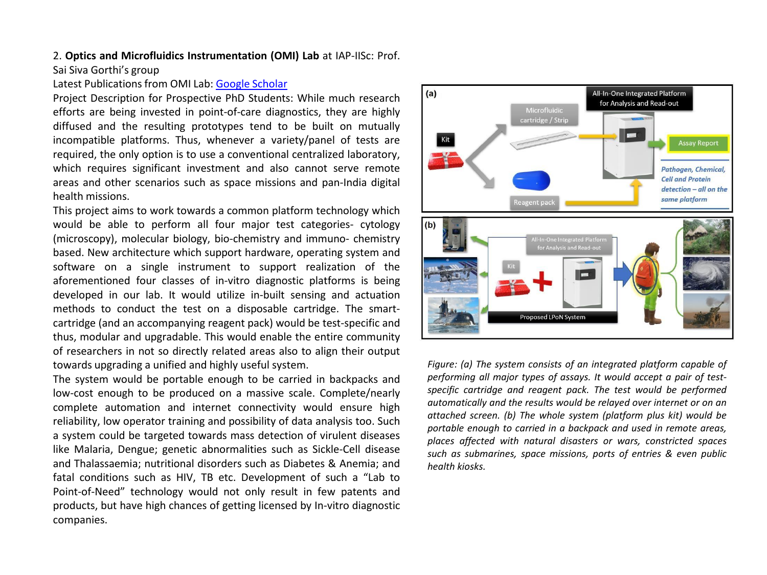2. **Optics and Microfluidics Instrumentation (OMI) Lab** at IAP-IISc: Prof. Sai Siva Gorthi's group

Latest Publications from OMI Lab: [Google Scholar]

Project Description for Prospective PhD Students: While much research efforts are being invested in point-of-care diagnostics, they are highly diffused and the resulting prototypes tend to be built on mutually incompatible platforms. Thus, whenever a variety/panel of tests are required, the only option is to use a conventional centralized laboratory, which requires significant investment and also cannot serve remote areas and other scenarios such as space missions and pan-India digital health missions.

This project aims to work towards a common platform technology which would be able to perform all four major test categories- cytology (microscopy), molecular biology, bio-chemistry and immuno- chemistry based. New architecture which support hardware, operating system and software on a single instrument to support realization of the aforementioned four classes of in-vitro diagnostic platforms is being developed in our lab. It would utilize in-built sensing and actuation methods to conduct the test on a disposable cartridge. The smart-cartridge (and an accompanying reagent pack) would be test-specific and thus, modular and upgradable. This would enable the entire community of researchers in not so directly related areas also to align their output towards upgrading a unified and highly useful system.

The system would be portable enough to be carried in backpacks and low-cost enough to be produced on a massive scale. Complete/nearly complete automation and internet connectivity would ensure high reliability, low operator training and possibility of data analysis too. Such a system could be targeted towards mass detection of virulent diseases like Malaria, Dengue; genetic abnormalities such as Sickle-Cell disease and Thalassaemia; nutritional disorders such as Diabetes & Anemia; and fatal conditions such as HIV, TB etc. Development of such a "Lab to Point-of-Need" technology would not only result in few patents and products, but have high chances of getting licensed by In-vitro diagnostic companies.

*Figure: (a) The system consists of an integrated platform capable of performing all major types of assays. It would accept a pair of test-specific cartridge and reagent pack. The test would be performed automatically and the results would be relayed over internet or on an attached screen. (b) The whole system (platform plus kit) would be portable enough to carried in a backpack and used in remote areas, places affected with natural disasters or wars, constricted spaces such as submarines, space missions, ports of entries & even public health kiosks.*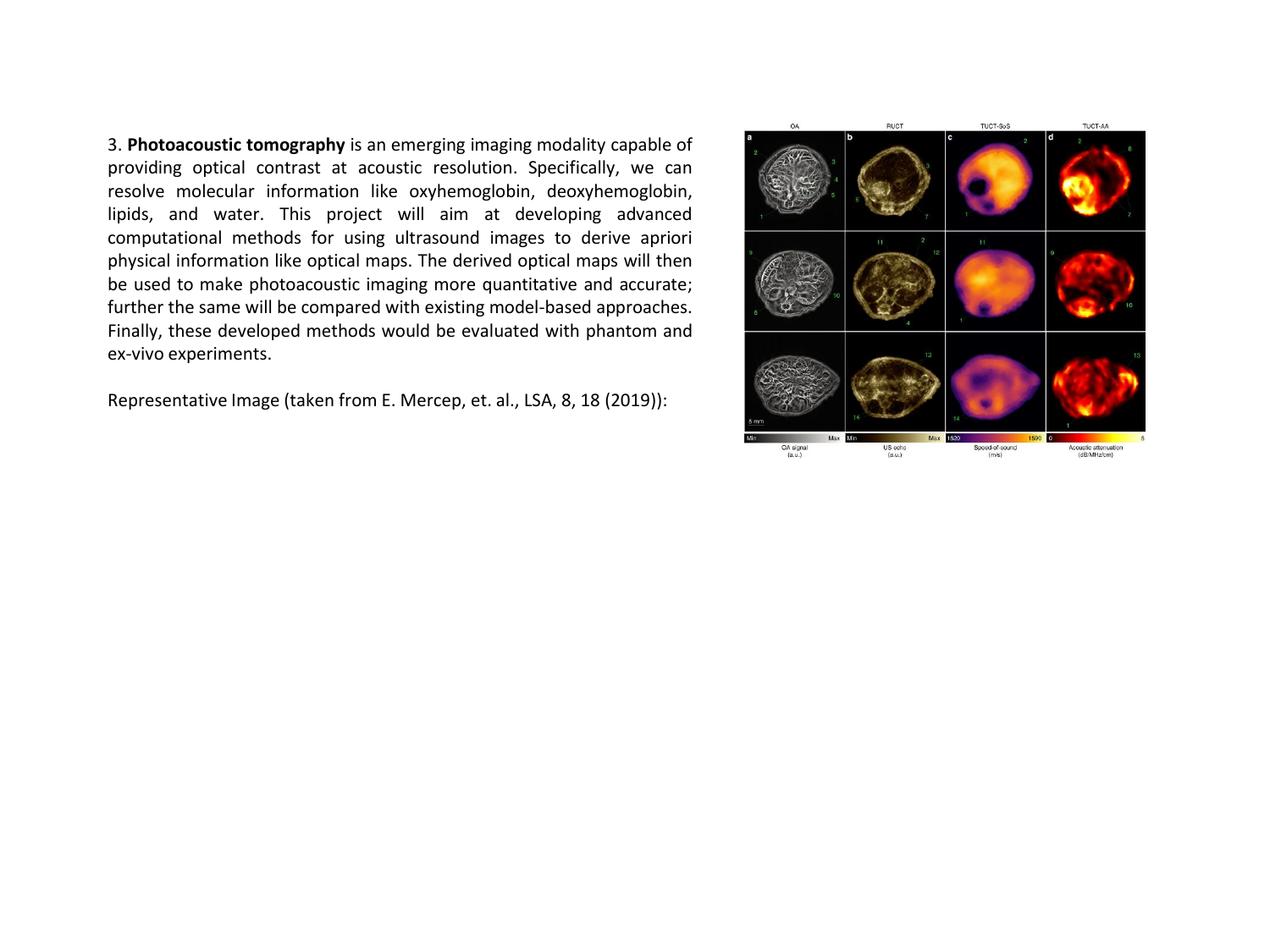3. **Photoacoustic tomography** is an emerging imaging modality capable of providing optical contrast at acoustic resolution. Specifically, we can resolve molecular information like oxyhemoglobin, deoxyhemoglobin, lipids, and water. This project will aim at developing advanced computational methods for using ultrasound images to derive apriori physical information like optical maps. The derived optical maps will then be used to make photoacoustic imaging more quantitative and accurate; further the same will be compared with existing model-based approaches. Finally, these developed methods would be evaluated with phantom and ex-vivo experiments.

Representative Image (taken from E. Mercep, et. al., LSA, 8, 18 (2019)):

OA

RUCT

TUCT-SoS

TUCT-AA

a

b

c

d

5 mm

Min

Max

OA signal (a.u.)

Min

Max

US echo (a.u.)

1520

1590

Speed-of-sound (m/s)

0

5

Acoustic attenuation (dB/MHz/cm)